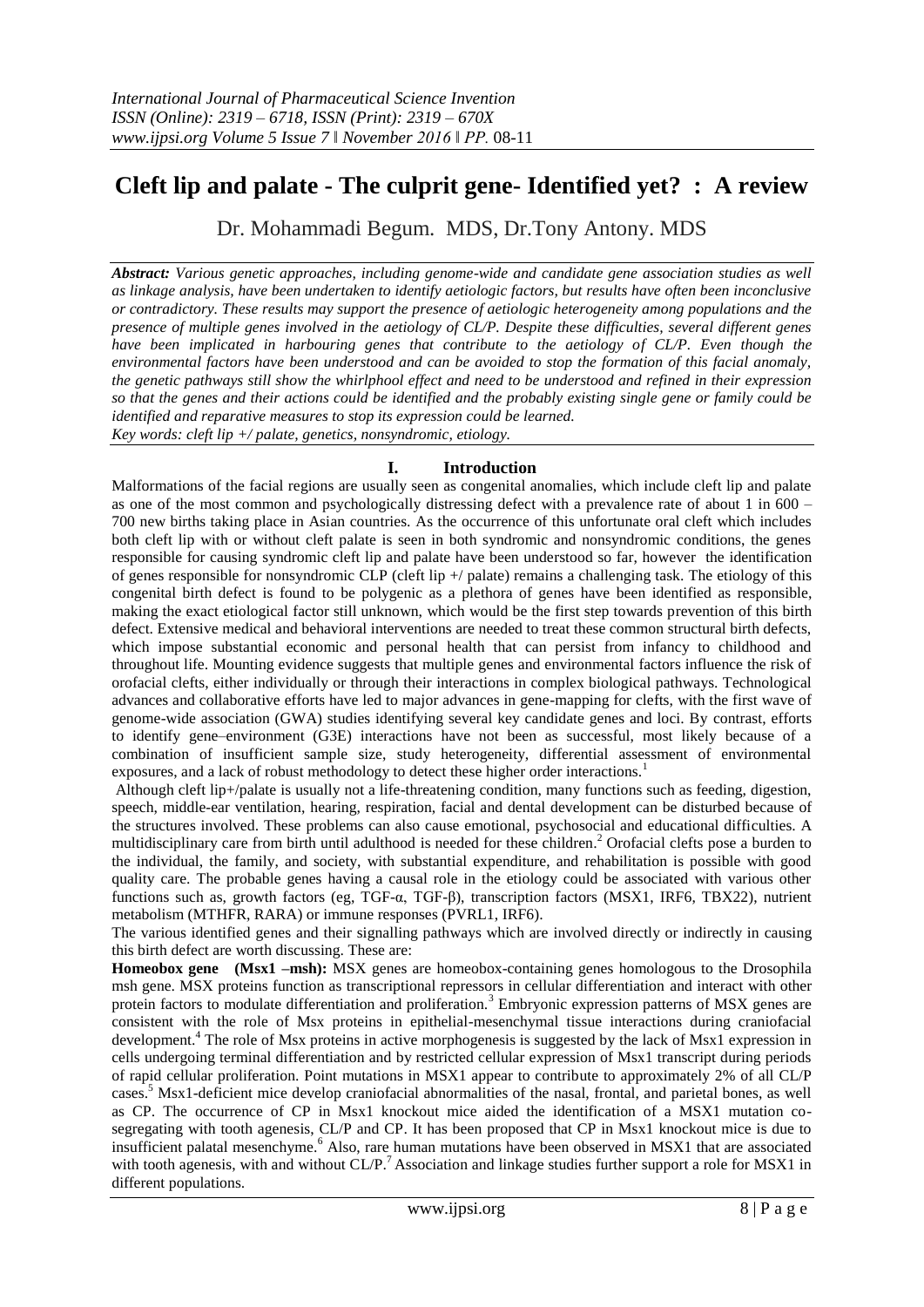# Cleft lip and palate - The culprit gene- Identified yet? : A review

Dr. Mohammadi Begum. MDS, Dr.Tony Antony. MDS

***Abstract:*** *Various genetic approaches, including genome-wide and candidate gene association studies as well as linkage analysis, have been undertaken to identify aetiologic factors, but results have often been inconclusive or contradictory. These results may support the presence of aetiologic heterogeneity among populations and the presence of multiple genes involved in the aetiology of CL/P. Despite these difficulties, several different genes have been implicated in harbouring genes that contribute to the aetiology of CL/P. Even though the environmental factors have been understood and can be avoided to stop the formation of this facial anomaly, the genetic pathways still show the whirlphool effect and need to be understood and refined in their expression so that the genes and their actions could be identified and the probably existing single gene or family could be identified and reparative measures to stop its expression could be learned.*

*Key words: cleft lip +/ palate, genetics, nonsyndromic, etiology.*

## I. Introduction

Malformations of the facial regions are usually seen as congenital anomalies, which include cleft lip and palate as one of the most common and psychologically distressing defect with a prevalence rate of about 1 in 600 – 700 new births taking place in Asian countries. As the occurrence of this unfortunate oral cleft which includes both cleft lip with or without cleft palate is seen in both syndromic and nonsyndromic conditions, the genes responsible for causing syndromic cleft lip and palate have been understood so far, however the identification of genes responsible for nonsyndromic CLP (cleft lip +/ palate) remains a challenging task. The etiology of this congenital birth defect is found to be polygenic as a plethora of genes have been identified as responsible, making the exact etiological factor still unknown, which would be the first step towards prevention of this birth defect. Extensive medical and behavioral interventions are needed to treat these common structural birth defects, which impose substantial economic and personal health that can persist from infancy to childhood and throughout life. Mounting evidence suggests that multiple genes and environmental factors influence the risk of orofacial clefts, either individually or through their interactions in complex biological pathways. Technological advances and collaborative efforts have led to major advances in gene-mapping for clefts, with the first wave of genome-wide association (GWA) studies identifying several key candidate genes and loci. By contrast, efforts to identify gene–environment (G3E) interactions have not been as successful, most likely because of a combination of insufficient sample size, study heterogeneity, differential assessment of environmental exposures, and a lack of robust methodology to detect these higher order interactions.[1]

Although cleft lip+/palate is usually not a life-threatening condition, many functions such as feeding, digestion, speech, middle-ear ventilation, hearing, respiration, facial and dental development can be disturbed because of the structures involved. These problems can also cause emotional, psychosocial and educational difficulties. A multidisciplinary care from birth until adulthood is needed for these children.[2] Orofacial clefts pose a burden to the individual, the family, and society, with substantial expenditure, and rehabilitation is possible with good quality care. The probable genes having a causal role in the etiology could be associated with various other functions such as, growth factors (eg, TGF-α, TGF-β), transcription factors (MSX1, IRF6, TBX22), nutrient metabolism (MTHFR, RARA) or immune responses (PVRL1, IRF6).

The various identified genes and their signalling pathways which are involved directly or indirectly in causing this birth defect are worth discussing. These are:

**Homeobox gene (Msx1 –msh):** MSX genes are homeobox-containing genes homologous to the Drosophila msh gene. MSX proteins function as transcriptional repressors in cellular differentiation and interact with other protein factors to modulate differentiation and proliferation.[3] Embryonic expression patterns of MSX genes are consistent with the role of Msx proteins in epithelial-mesenchymal tissue interactions during craniofacial development.[4] The role of Msx proteins in active morphogenesis is suggested by the lack of Msx1 expression in cells undergoing terminal differentiation and by restricted cellular expression of Msx1 transcript during periods of rapid cellular proliferation. Point mutations in MSX1 appear to contribute to approximately 2% of all CL/P cases.[5] Msx1-deficient mice develop craniofacial abnormalities of the nasal, frontal, and parietal bones, as well as CP. The occurrence of CP in Msx1 knockout mice aided the identification of a MSX1 mutation co-segregating with tooth agenesis, CL/P and CP. It has been proposed that CP in Msx1 knockout mice is due to insufficient palatal mesenchyme.[6] Also, rare human mutations have been observed in MSX1 that are associated with tooth agenesis, with and without CL/P.[7] Association and linkage studies further support a role for MSX1 in different populations.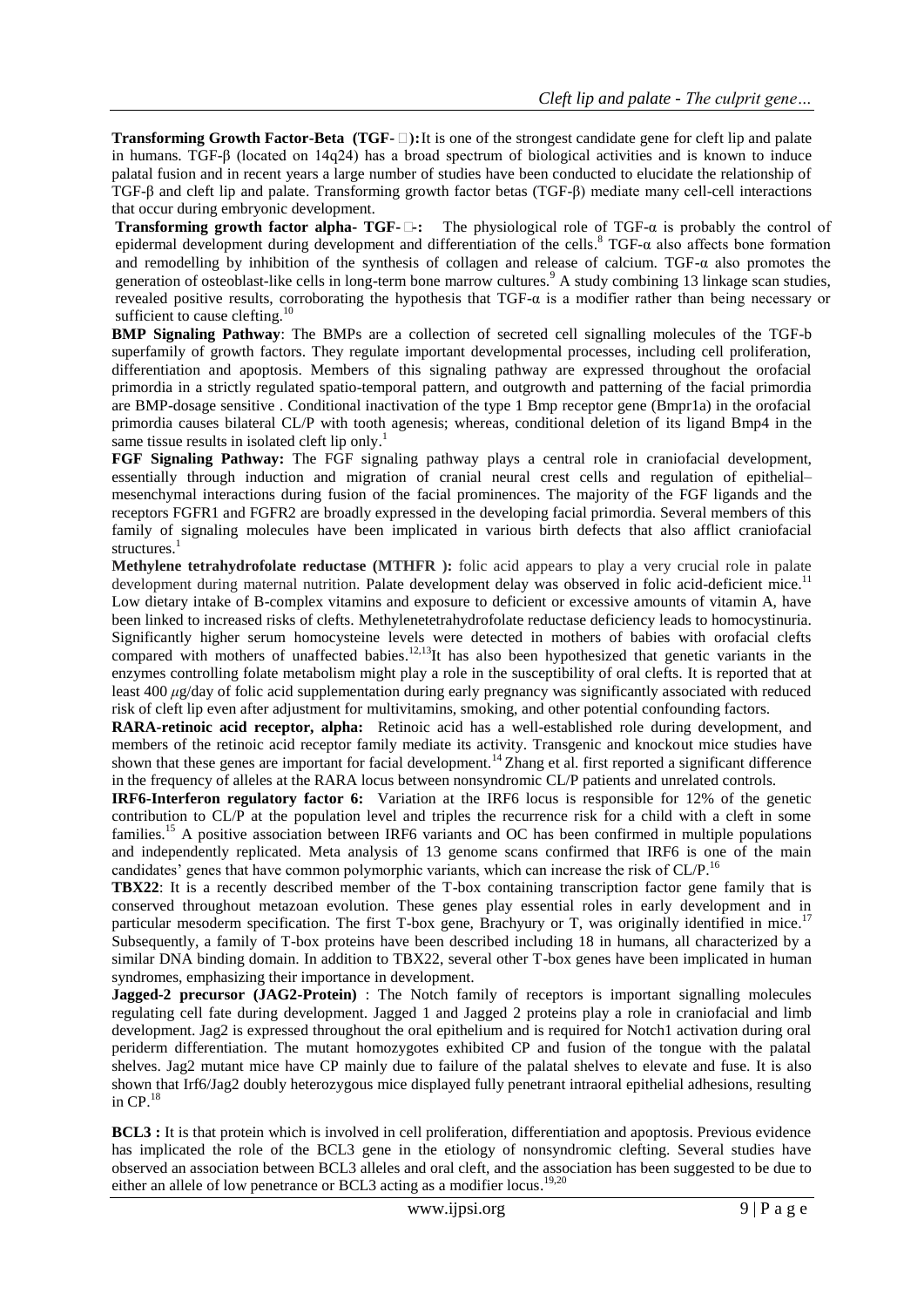**Transforming Growth Factor-Beta (TGF-β):** It is one of the strongest candidate gene for cleft lip and palate in humans. TGF-β (located on 14q24) has a broad spectrum of biological activities and is known to induce palatal fusion and in recent years a large number of studies have been conducted to elucidate the relationship of TGF-β and cleft lip and palate. Transforming growth factor betas (TGF-β) mediate many cell-cell interactions that occur during embryonic development.

**Transforming growth factor alpha- TGF-α-:** The physiological role of TGF-α is probably the control of epidermal development during development and differentiation of the cells.[8] TGF-α also affects bone formation and remodelling by inhibition of the synthesis of collagen and release of calcium. TGF-α also promotes the generation of osteoblast-like cells in long-term bone marrow cultures.[9] A study combining 13 linkage scan studies, revealed positive results, corroborating the hypothesis that TGF-α is a modifier rather than being necessary or sufficient to cause clefting.[10]

**BMP Signaling Pathway**: The BMPs are a collection of secreted cell signalling molecules of the TGF-b superfamily of growth factors. They regulate important developmental processes, including cell proliferation, differentiation and apoptosis. Members of this signaling pathway are expressed throughout the orofacial primordia in a strictly regulated spatio-temporal pattern, and outgrowth and patterning of the facial primordia are BMP-dosage sensitive . Conditional inactivation of the type 1 Bmp receptor gene (Bmpr1a) in the orofacial primordia causes bilateral CL/P with tooth agenesis; whereas, conditional deletion of its ligand Bmp4 in the same tissue results in isolated cleft lip only.[1]

**FGF Signaling Pathway:** The FGF signaling pathway plays a central role in craniofacial development, essentially through induction and migration of cranial neural crest cells and regulation of epithelial–mesenchymal interactions during fusion of the facial prominences. The majority of the FGF ligands and the receptors FGFR1 and FGFR2 are broadly expressed in the developing facial primordia. Several members of this family of signaling molecules have been implicated in various birth defects that also afflict craniofacial structures.[1]

**Methylene tetrahydrofolate reductase (MTHFR ):** folic acid appears to play a very crucial role in palate development during maternal nutrition. Palate development delay was observed in folic acid-deficient mice.[11] Low dietary intake of B-complex vitamins and exposure to deficient or excessive amounts of vitamin A, have been linked to increased risks of clefts. Methylenetetrahydrofolate reductase deficiency leads to homocystinuria. Significantly higher serum homocysteine levels were detected in mothers of babies with orofacial clefts compared with mothers of unaffected babies.[12,13] It has also been hypothesized that genetic variants in the enzymes controlling folate metabolism might play a role in the susceptibility of oral clefts. It is reported that at least 400 $\mu$g/day of folic acid supplementation during early pregnancy was significantly associated with reduced risk of cleft lip even after adjustment for multivitamins, smoking, and other potential confounding factors.

**RARA-retinoic acid receptor, alpha:** Retinoic acid has a well-established role during development, and members of the retinoic acid receptor family mediate its activity. Transgenic and knockout mice studies have shown that these genes are important for facial development.[14] Zhang et al. first reported a significant difference in the frequency of alleles at the RARA locus between nonsyndromic CL/P patients and unrelated controls.

**IRF6-Interferon regulatory factor 6:** Variation at the IRF6 locus is responsible for 12% of the genetic contribution to CL/P at the population level and triples the recurrence risk for a child with a cleft in some families.[15] A positive association between IRF6 variants and OC has been confirmed in multiple populations and independently replicated. Meta analysis of 13 genome scans confirmed that IRF6 is one of the main candidates' genes that have common polymorphic variants, which can increase the risk of CL/P.[16]

**TBX22**: It is a recently described member of the T-box containing transcription factor gene family that is conserved throughout metazoan evolution. These genes play essential roles in early development and in particular mesoderm specification. The first T-box gene, Brachyury or T, was originally identified in mice.[17] Subsequently, a family of T-box proteins have been described including 18 in humans, all characterized by a similar DNA binding domain. In addition to TBX22, several other T-box genes have been implicated in human syndromes, emphasizing their importance in development.

**Jagged-2 precursor (JAG2-Protein)** : The Notch family of receptors is important signalling molecules regulating cell fate during development. Jagged 1 and Jagged 2 proteins play a role in craniofacial and limb development. Jag2 is expressed throughout the oral epithelium and is required for Notch1 activation during oral periderm differentiation. The mutant homozygotes exhibited CP and fusion of the tongue with the palatal shelves. Jag2 mutant mice have CP mainly due to failure of the palatal shelves to elevate and fuse. It is also shown that Irf6/Jag2 doubly heterozygous mice displayed fully penetrant intraoral epithelial adhesions, resulting in CP.[18]

**BCL3 :** It is that protein which is involved in cell proliferation, differentiation and apoptosis. Previous evidence has implicated the role of the BCL3 gene in the etiology of nonsyndromic clefting. Several studies have observed an association between BCL3 alleles and oral cleft, and the association has been suggested to be due to either an allele of low penetrance or BCL3 acting as a modifier locus.[19,20]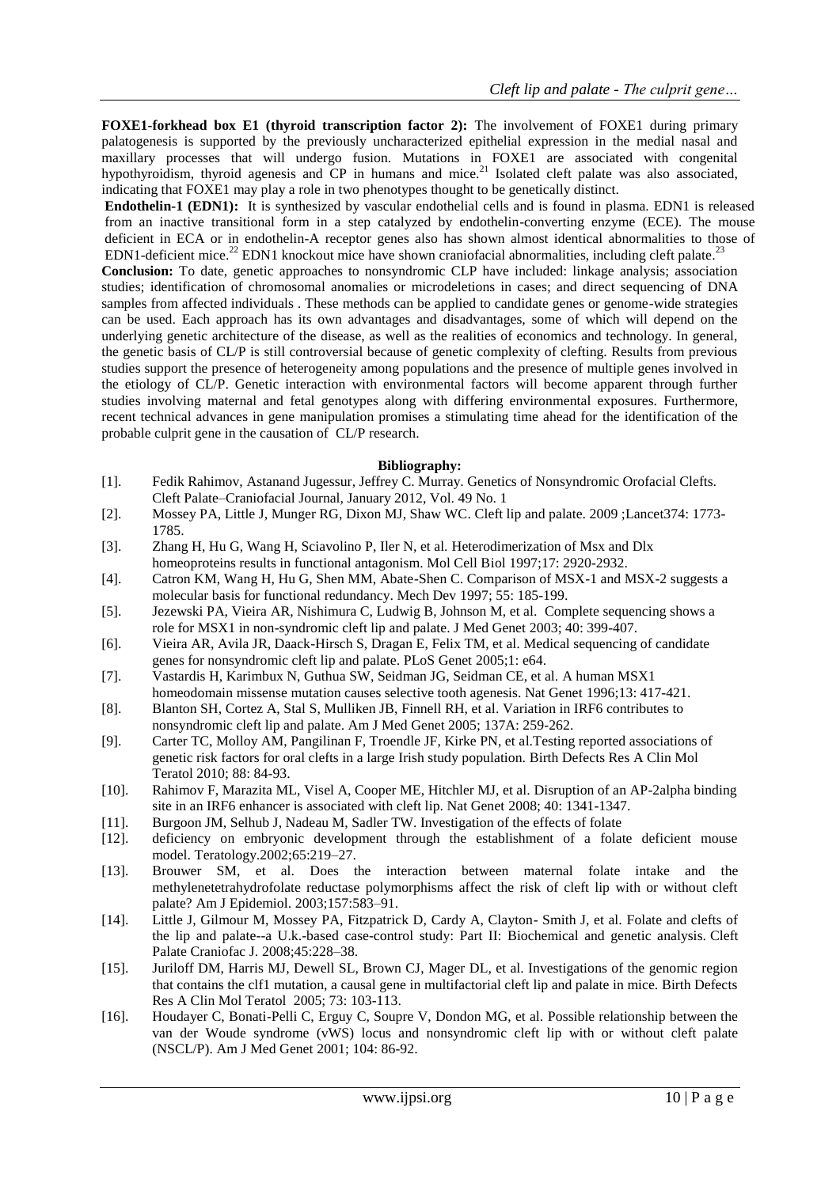**FOXE1-forkhead box E1 (thyroid transcription factor 2):** The involvement of FOXE1 during primary palatogenesis is supported by the previously uncharacterized epithelial expression in the medial nasal and maxillary processes that will undergo fusion. Mutations in FOXE1 are associated with congenital hypothyroidism, thyroid agenesis and CP in humans and mice.[21] Isolated cleft palate was also associated, indicating that FOXE1 may play a role in two phenotypes thought to be genetically distinct.

**Endothelin-1 (EDN1):** It is synthesized by vascular endothelial cells and is found in plasma. EDN1 is released from an inactive transitional form in a step catalyzed by endothelin-converting enzyme (ECE). The mouse deficient in ECA or in endothelin-A receptor genes also has shown almost identical abnormalities to those of EDN1-deficient mice.[22] EDN1 knockout mice have shown craniofacial abnormalities, including cleft palate.[23]

**Conclusion:** To date, genetic approaches to nonsyndromic CLP have included: linkage analysis; association studies; identification of chromosomal anomalies or microdeletions in cases; and direct sequencing of DNA samples from affected individuals . These methods can be applied to candidate genes or genome-wide strategies can be used. Each approach has its own advantages and disadvantages, some of which will depend on the underlying genetic architecture of the disease, as well as the realities of economics and technology. In general, the genetic basis of CL/P is still controversial because of genetic complexity of clefting. Results from previous studies support the presence of heterogeneity among populations and the presence of multiple genes involved in the etiology of CL/P. Genetic interaction with environmental factors will become apparent through further studies involving maternal and fetal genotypes along with differing environmental exposures. Furthermore, recent technical advances in gene manipulation promises a stimulating time ahead for the identification of the probable culprit gene in the causation of CL/P research.

## Bibliography:

[1]. Fedik Rahimov, Astanand Jugessur, Jeffrey C. Murray. Genetics of Nonsyndromic Orofacial Clefts. Cleft Palate–Craniofacial Journal, January 2012, Vol. 49 No. 1

[2]. Mossey PA, Little J, Munger RG, Dixon MJ, Shaw WC. Cleft lip and palate. 2009 ;Lancet374: 1773-1785.

[3]. Zhang H, Hu G, Wang H, Sciavolino P, Iler N, et al. Heterodimerization of Msx and Dlx homeoproteins results in functional antagonism. Mol Cell Biol 1997;17: 2920-2932.

[4]. Catron KM, Wang H, Hu G, Shen MM, Abate-Shen C. Comparison of MSX-1 and MSX-2 suggests a molecular basis for functional redundancy. Mech Dev 1997; 55: 185-199.

[5]. Jezewski PA, Vieira AR, Nishimura C, Ludwig B, Johnson M, et al. Complete sequencing shows a role for MSX1 in non-syndromic cleft lip and palate. J Med Genet 2003; 40: 399-407.

[6]. Vieira AR, Avila JR, Daack-Hirsch S, Dragan E, Felix TM, et al. Medical sequencing of candidate genes for nonsyndromic cleft lip and palate. PLoS Genet 2005;1: e64.

[7]. Vastardis H, Karimbux N, Guthua SW, Seidman JG, Seidman CE, et al. A human MSX1 homeodomain missense mutation causes selective tooth agenesis. Nat Genet 1996;13: 417-421.

[8]. Blanton SH, Cortez A, Stal S, Mulliken JB, Finnell RH, et al. Variation in IRF6 contributes to nonsyndromic cleft lip and palate. Am J Med Genet 2005; 137A: 259-262.

[9]. Carter TC, Molloy AM, Pangilinan F, Troendle JF, Kirke PN, et al.Testing reported associations of genetic risk factors for oral clefts in a large Irish study population. Birth Defects Res A Clin Mol Teratol 2010; 88: 84-93.

[10]. Rahimov F, Marazita ML, Visel A, Cooper ME, Hitchler MJ, et al. Disruption of an AP-2alpha binding site in an IRF6 enhancer is associated with cleft lip. Nat Genet 2008; 40: 1341-1347.

[11]. Burgoon JM, Selhub J, Nadeau M, Sadler TW. Investigation of the effects of folate

[12]. deficiency on embryonic development through the establishment of a folate deficient mouse model. Teratology.2002;65:219–27.

[13]. Brouwer SM, et al. Does the interaction between maternal folate intake and the methylenetetrahydrofolate reductase polymorphisms affect the risk of cleft lip with or without cleft palate? Am J Epidemiol. 2003;157:583–91.

[14]. Little J, Gilmour M, Mossey PA, Fitzpatrick D, Cardy A, Clayton- Smith J, et al. Folate and clefts of the lip and palate--a U.k.-based case-control study: Part II: Biochemical and genetic analysis. Cleft Palate Craniofac J. 2008;45:228–38.

[15]. Juriloff DM, Harris MJ, Dewell SL, Brown CJ, Mager DL, et al. Investigations of the genomic region that contains the clf1 mutation, a causal gene in multifactorial cleft lip and palate in mice. Birth Defects Res A Clin Mol Teratol 2005; 73: 103-113.

[16]. Houdayer C, Bonati-Pelli C, Erguy C, Soupre V, Dondon MG, et al. Possible relationship between the van der Woude syndrome (vWS) locus and nonsyndromic cleft lip with or without cleft palate (NSCL/P). Am J Med Genet 2001; 104: 86-92.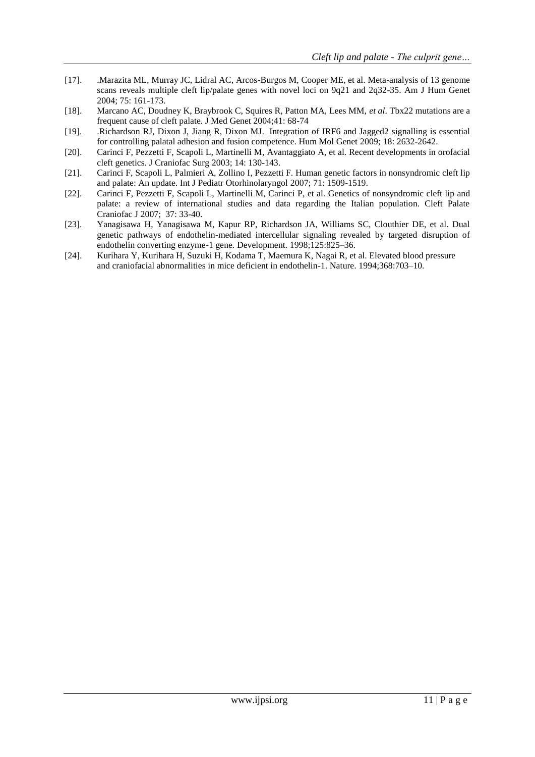[17]. .Marazita ML, Murray JC, Lidral AC, Arcos-Burgos M, Cooper ME, et al. Meta-analysis of 13 genome scans reveals multiple cleft lip/palate genes with novel loci on 9q21 and 2q32-35. Am J Hum Genet 2004; 75: 161-173.

[18]. Marcano AC, Doudney K, Braybrook C, Squires R, Patton MA, Lees MM, *et al*. Tbx22 mutations are a frequent cause of cleft palate. J Med Genet 2004;41: 68-74

[19]. .Richardson RJ, Dixon J, Jiang R, Dixon MJ. Integration of IRF6 and Jagged2 signalling is essential for controlling palatal adhesion and fusion competence. Hum Mol Genet 2009; 18: 2632-2642.

[20]. Carinci F, Pezzetti F, Scapoli L, Martinelli M, Avantaggiato A, et al. Recent developments in orofacial cleft genetics. J Craniofac Surg 2003; 14: 130-143.

[21]. Carinci F, Scapoli L, Palmieri A, Zollino I, Pezzetti F. Human genetic factors in nonsyndromic cleft lip and palate: An update. Int J Pediatr Otorhinolaryngol 2007; 71: 1509-1519.

[22]. Carinci F, Pezzetti F, Scapoli L, Martinelli M, Carinci P, et al. Genetics of nonsyndromic cleft lip and palate: a review of international studies and data regarding the Italian population. Cleft Palate Craniofac J 2007; 37: 33-40.

[23]. Yanagisawa H, Yanagisawa M, Kapur RP, Richardson JA, Williams SC, Clouthier DE, et al. Dual genetic pathways of endothelin-mediated intercellular signaling revealed by targeted disruption of endothelin converting enzyme-1 gene. Development. 1998;125:825–36.

[24]. Kurihara Y, Kurihara H, Suzuki H, Kodama T, Maemura K, Nagai R, et al. Elevated blood pressure and craniofacial abnormalities in mice deficient in endothelin-1. Nature. 1994;368:703–10.